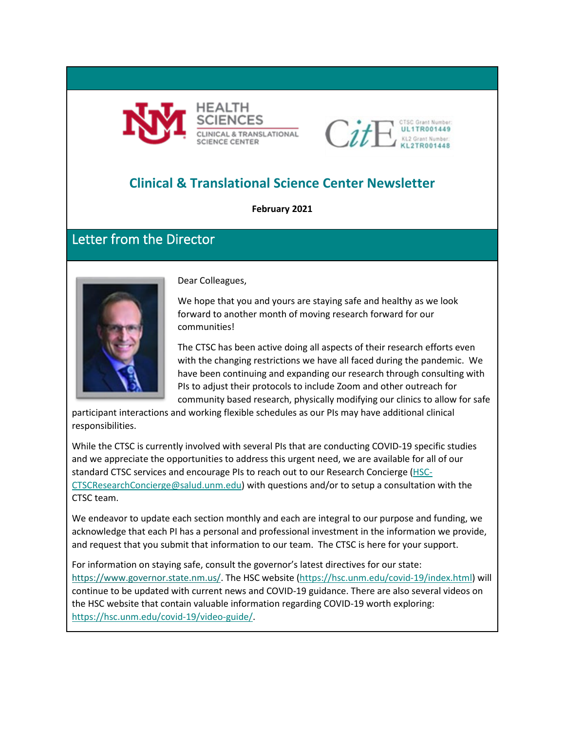HEALTH SCIENCES
CLINICAL & TRANSLATIONAL SCIENCE CENTER

CitE
CTSC Grant Number: UL1TR001449
KL2 Grant Number: KL2TR001448

# Clinical & Translational Science Center Newsletter

**February 2021**

## Letter from the Director

Dear Colleagues,

We hope that you and yours are staying safe and healthy as we look forward to another month of moving research forward for our communities!

The CTSC has been active doing all aspects of their research efforts even with the changing restrictions we have all faced during the pandemic. We have been continuing and expanding our research through consulting with PIs to adjust their protocols to include Zoom and other outreach for community based research, physically modifying our clinics to allow for safe participant interactions and working flexible schedules as our PIs may have additional clinical responsibilities.

While the CTSC is currently involved with several PIs that are conducting COVID-19 specific studies and we appreciate the opportunities to address this urgent need, we are available for all of our standard CTSC services and encourage PIs to reach out to our Research Concierge (HSC-CTSCResearchConcierge@salud.unm.edu) with questions and/or to setup a consultation with the CTSC team.

We endeavor to update each section monthly and each are integral to our purpose and funding, we acknowledge that each PI has a personal and professional investment in the information we provide, and request that you submit that information to our team. The CTSC is here for your support.

For information on staying safe, consult the governor's latest directives for our state: https://www.governor.state.nm.us/. The HSC website (https://hsc.unm.edu/covid-19/index.html) will continue to be updated with current news and COVID-19 guidance. There are also several videos on the HSC website that contain valuable information regarding COVID-19 worth exploring: https://hsc.unm.edu/covid-19/video-guide/.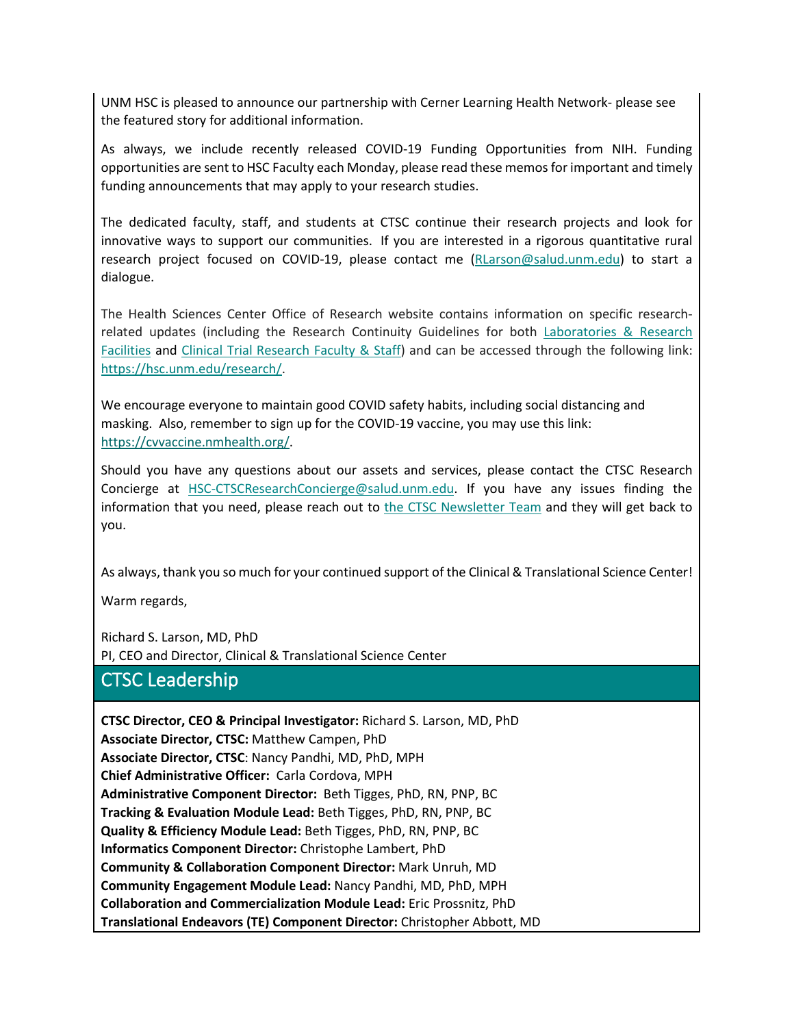UNM HSC is pleased to announce our partnership with Cerner Learning Health Network- please see the featured story for additional information.

As always, we include recently released COVID-19 Funding Opportunities from NIH. Funding opportunities are sent to HSC Faculty each Monday, please read these memos for important and timely funding announcements that may apply to your research studies.

The dedicated faculty, staff, and students at CTSC continue their research projects and look for innovative ways to support our communities. If you are interested in a rigorous quantitative rural research project focused on COVID-19, please contact me (RLarson@salud.unm.edu) to start a dialogue.

The Health Sciences Center Office of Research website contains information on specific research-related updates (including the Research Continuity Guidelines for both Laboratories & Research Facilities and Clinical Trial Research Faculty & Staff) and can be accessed through the following link: https://hsc.unm.edu/research/.

We encourage everyone to maintain good COVID safety habits, including social distancing and masking. Also, remember to sign up for the COVID-19 vaccine, you may use this link: https://cvvaccine.nmhealth.org/.

Should you have any questions about our assets and services, please contact the CTSC Research Concierge at HSC-CTSCResearchConcierge@salud.unm.edu. If you have any issues finding the information that you need, please reach out to the CTSC Newsletter Team and they will get back to you.

As always, thank you so much for your continued support of the Clinical & Translational Science Center!

Warm regards,

Richard S. Larson, MD, PhD
PI, CEO and Director, Clinical & Translational Science Center

## CTSC Leadership

**CTSC Director, CEO & Principal Investigator:** Richard S. Larson, MD, PhD
**Associate Director, CTSC:** Matthew Campen, PhD
**Associate Director, CTSC**: Nancy Pandhi, MD, PhD, MPH
**Chief Administrative Officer:** Carla Cordova, MPH
**Administrative Component Director:** Beth Tigges, PhD, RN, PNP, BC
**Tracking & Evaluation Module Lead:** Beth Tigges, PhD, RN, PNP, BC
**Quality & Efficiency Module Lead:** Beth Tigges, PhD, RN, PNP, BC
**Informatics Component Director:** Christophe Lambert, PhD
**Community & Collaboration Component Director:** Mark Unruh, MD
**Community Engagement Module Lead:** Nancy Pandhi, MD, PhD, MPH
**Collaboration and Commercialization Module Lead:** Eric Prossnitz, PhD
**Translational Endeavors (TE) Component Director:** Christopher Abbott, MD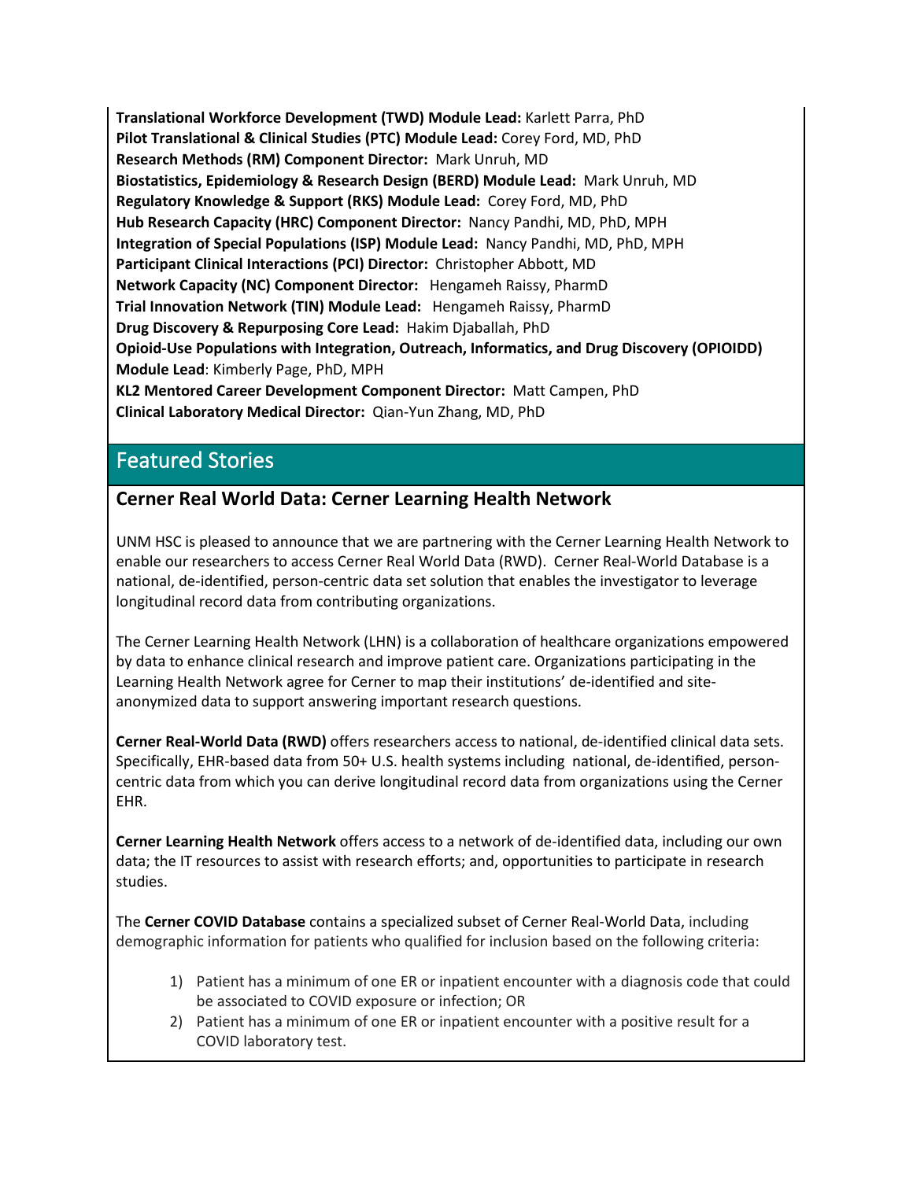**Translational Workforce Development (TWD) Module Lead:** Karlett Parra, PhD
**Pilot Translational & Clinical Studies (PTC) Module Lead:** Corey Ford, MD, PhD
**Research Methods (RM) Component Director:** Mark Unruh, MD
**Biostatistics, Epidemiology & Research Design (BERD) Module Lead:** Mark Unruh, MD
**Regulatory Knowledge & Support (RKS) Module Lead:** Corey Ford, MD, PhD
**Hub Research Capacity (HRC) Component Director:** Nancy Pandhi, MD, PhD, MPH
**Integration of Special Populations (ISP) Module Lead:** Nancy Pandhi, MD, PhD, MPH
**Participant Clinical Interactions (PCI) Director:** Christopher Abbott, MD
**Network Capacity (NC) Component Director:** Hengameh Raissy, PharmD
**Trial Innovation Network (TIN) Module Lead:** Hengameh Raissy, PharmD
**Drug Discovery & Repurposing Core Lead:** Hakim Djaballah, PhD
**Opioid-Use Populations with Integration, Outreach, Informatics, and Drug Discovery (OPIOIDD) Module Lead**: Kimberly Page, PhD, MPH
**KL2 Mentored Career Development Component Director:** Matt Campen, PhD
**Clinical Laboratory Medical Director:** Qian-Yun Zhang, MD, PhD

## Featured Stories

### Cerner Real World Data: Cerner Learning Health Network

UNM HSC is pleased to announce that we are partnering with the Cerner Learning Health Network to enable our researchers to access Cerner Real World Data (RWD). Cerner Real-World Database is a national, de-identified, person-centric data set solution that enables the investigator to leverage longitudinal record data from contributing organizations.

The Cerner Learning Health Network (LHN) is a collaboration of healthcare organizations empowered by data to enhance clinical research and improve patient care. Organizations participating in the Learning Health Network agree for Cerner to map their institutions' de-identified and site-anonymized data to support answering important research questions.

**Cerner Real-World Data (RWD)** offers researchers access to national, de-identified clinical data sets. Specifically, EHR-based data from 50+ U.S. health systems including national, de-identified, person-centric data from which you can derive longitudinal record data from organizations using the Cerner EHR.

**Cerner Learning Health Network** offers access to a network of de-identified data, including our own data; the IT resources to assist with research efforts; and, opportunities to participate in research studies.

The **Cerner COVID Database** contains a specialized subset of Cerner Real-World Data, including demographic information for patients who qualified for inclusion based on the following criteria:

1) Patient has a minimum of one ER or inpatient encounter with a diagnosis code that could be associated to COVID exposure or infection; OR
2) Patient has a minimum of one ER or inpatient encounter with a positive result for a COVID laboratory test.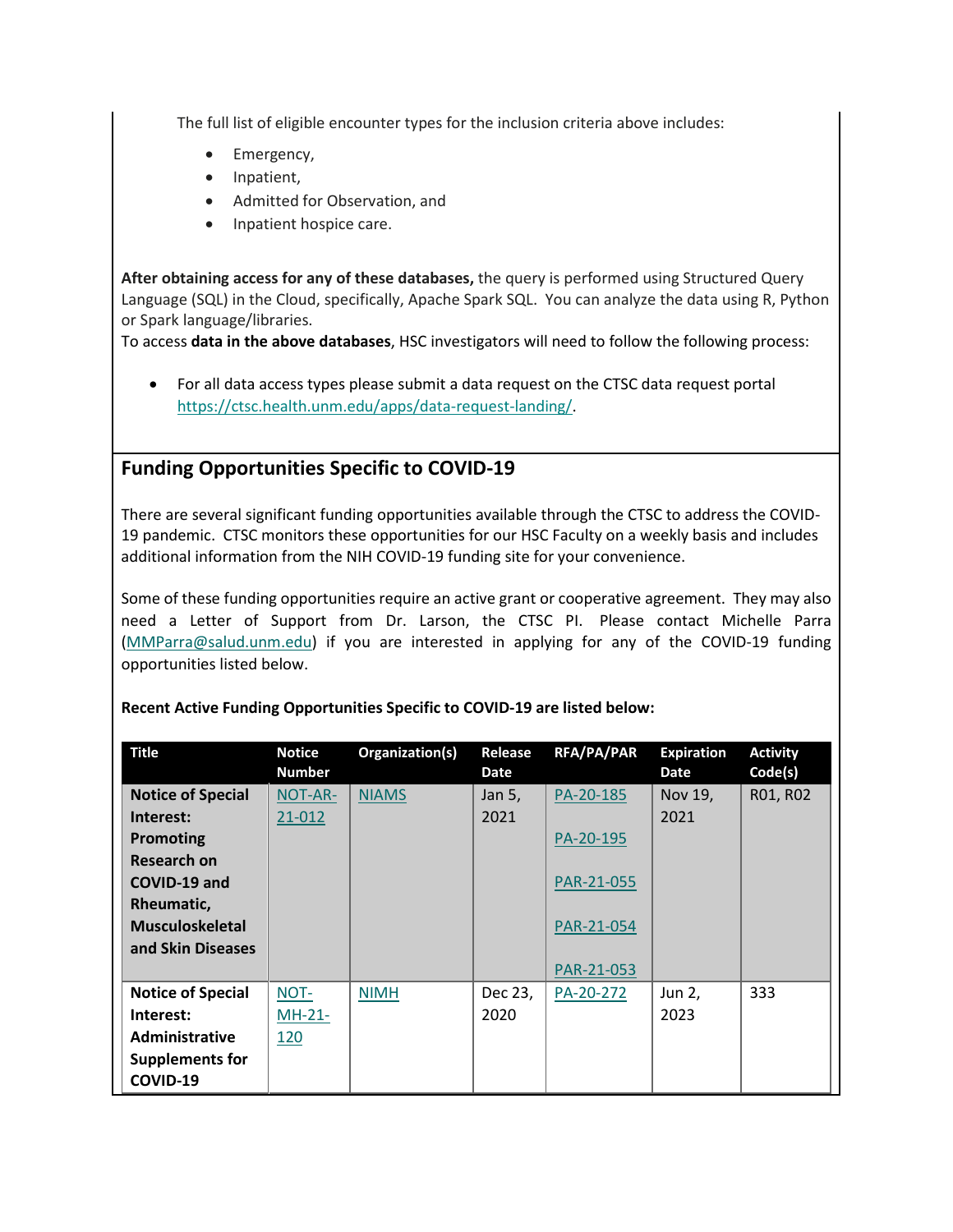The full list of eligible encounter types for the inclusion criteria above includes:

- Emergency,
- Inpatient,
- Admitted for Observation, and
- Inpatient hospice care.

**After obtaining access for any of these databases,** the query is performed using Structured Query Language (SQL) in the Cloud, specifically, Apache Spark SQL. You can analyze the data using R, Python or Spark language/libraries.

To access **data in the above databases**, HSC investigators will need to follow the following process:

- For all data access types please submit a data request on the CTSC data request portal https://ctsc.health.unm.edu/apps/data-request-landing/.

## Funding Opportunities Specific to COVID-19

There are several significant funding opportunities available through the CTSC to address the COVID-19 pandemic. CTSC monitors these opportunities for our HSC Faculty on a weekly basis and includes additional information from the NIH COVID-19 funding site for your convenience.

Some of these funding opportunities require an active grant or cooperative agreement. They may also need a Letter of Support from Dr. Larson, the CTSC PI. Please contact Michelle Parra (MMParra@salud.unm.edu) if you are interested in applying for any of the COVID-19 funding opportunities listed below.

**Recent Active Funding Opportunities Specific to COVID-19 are listed below:**

| Title | Notice Number | Organization(s) | Release Date | RFA/PA/PAR | Expiration Date | Activity Code(s) |
|---|---|---|---|---|---|---|
| **Notice of Special Interest: Promoting Research on COVID-19 and Rheumatic, Musculoskeletal and Skin Diseases** | NOT-AR-21-012 | NIAMS | Jan 5, 2021 | PA-20-185<br>PA-20-195<br>PAR-21-055<br>PAR-21-054<br>PAR-21-053 | Nov 19, 2021 | R01, R02 |
| **Notice of Special Interest: Administrative Supplements for COVID-19** | NOT-MH-21-120 | NIMH | Dec 23, 2020 | PA-20-272 | Jun 2, 2023 | 333 |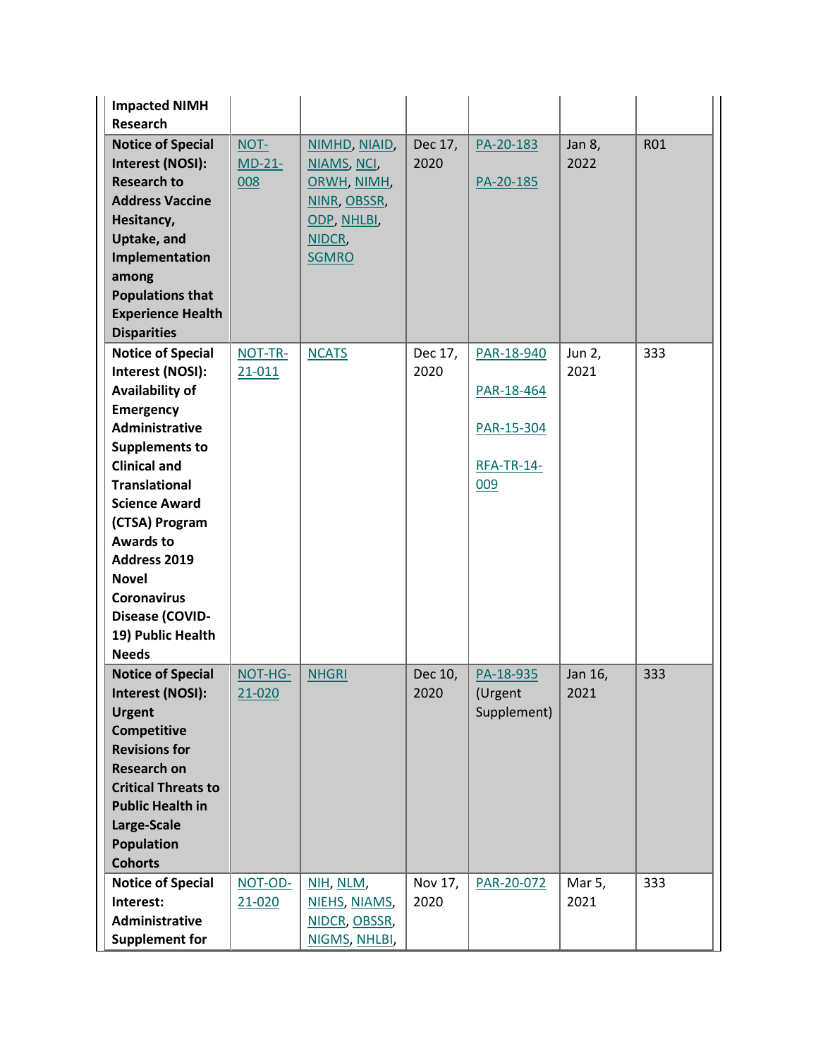| | | | | | | |
|---|---|---|---|---|---|---|
| **Impacted NIMH Research** | | | | | | |
| **Notice of Special Interest (NOSI): Research to Address Vaccine Hesitancy, Uptake, and Implementation among Populations that Experience Health Disparities** | NOT-MD-21-008 | NIMHD, NIAID, NIAMS, NCI, ORWH, NIMH, NINR, OBSSR, ODP, NHLBI, NIDCR, SGMRO | Dec 17, 2020 | PA-20-183<br><br>PA-20-185 | Jan 8, 2022 | R01 |
| **Notice of Special Interest (NOSI): Availability of Emergency Administrative Supplements to Clinical and Translational Science Award (CTSA) Program Awards to Address 2019 Novel Coronavirus Disease (COVID-19) Public Health Needs** | NOT-TR-21-011 | NCATS | Dec 17, 2020 | PAR-18-940<br><br>PAR-18-464<br><br>PAR-15-304<br><br>RFA-TR-14-009 | Jun 2, 2021 | 333 |
| **Notice of Special Interest (NOSI): Urgent Competitive Revisions for Research on Critical Threats to Public Health in Large-Scale Population Cohorts** | NOT-HG-21-020 | NHGRI | Dec 10, 2020 | PA-18-935 (Urgent Supplement) | Jan 16, 2021 | 333 |
| **Notice of Special Interest: Administrative Supplement for** | NOT-OD-21-020 | NIH, NLM, NIEHS, NIAMS, NIDCR, OBSSR, NIGMS, NHLBI, | Nov 17, 2020 | PAR-20-072 | Mar 5, 2021 | 333 |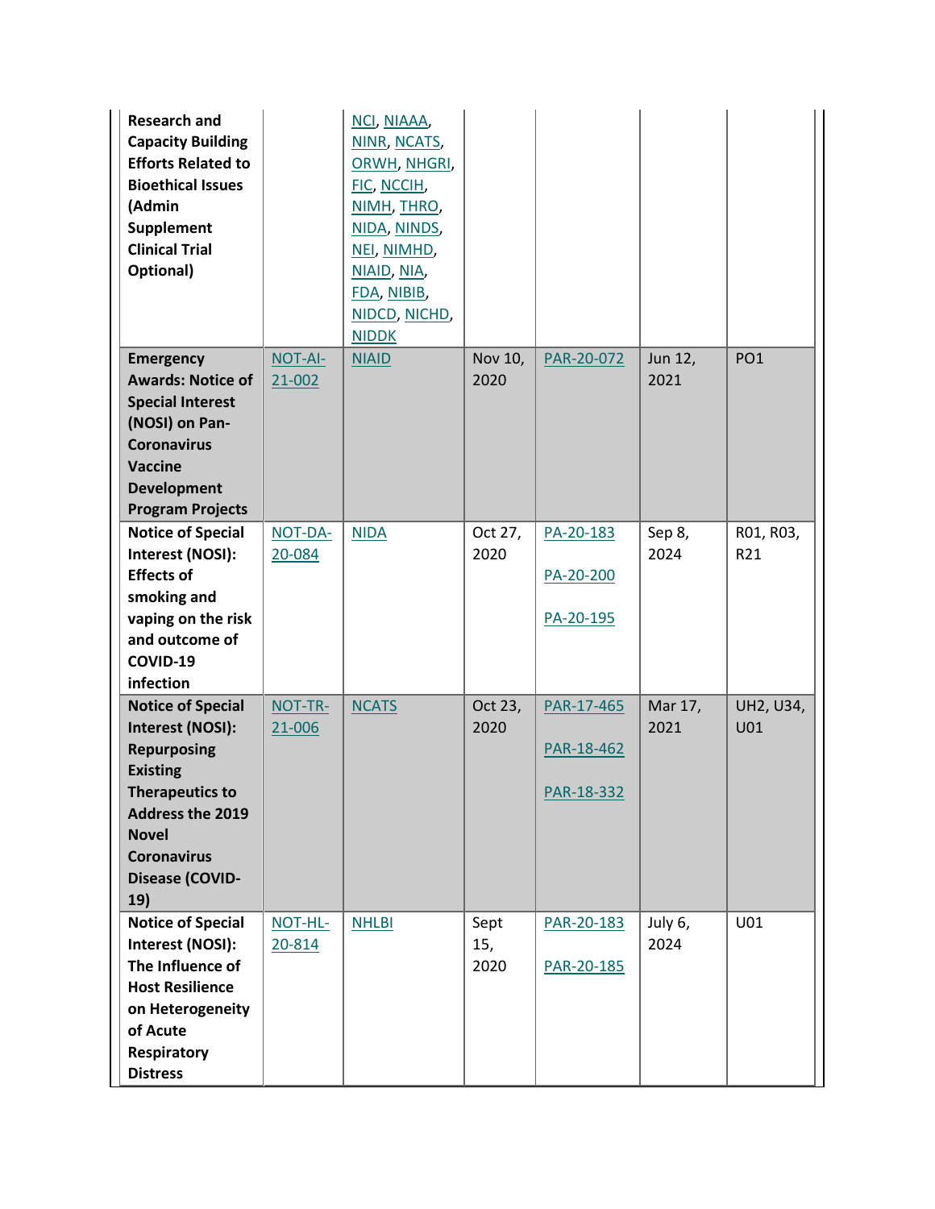| | | | | | | |
|---|---|---|---|---|---|---|
| **Research and Capacity Building Efforts Related to Bioethical Issues (Admin Supplement Clinical Trial Optional)** | | NCI, NIAAA, NINR, NCATS, ORWH, NHGRI, FIC, NCCIH, NIMH, THRO, NIDA, NINDS, NEI, NIMHD, NIAID, NIA, FDA, NIBIB, NIDCD, NICHD, NIDDK | | | | |
| **Emergency Awards: Notice of Special Interest (NOSI) on Pan-Coronavirus Vaccine Development Program Projects** | NOT-AI-21-002 | NIAID | Nov 10, 2020 | PAR-20-072 | Jun 12, 2021 | PO1 |
| **Notice of Special Interest (NOSI): Effects of smoking and vaping on the risk and outcome of COVID-19 infection** | NOT-DA-20-084 | NIDA | Oct 27, 2020 | PA-20-183<br>PA-20-200<br>PA-20-195 | Sep 8, 2024 | R01, R03, R21 |
| **Notice of Special Interest (NOSI): Repurposing Existing Therapeutics to Address the 2019 Novel Coronavirus Disease (COVID-19)** | NOT-TR-21-006 | NCATS | Oct 23, 2020 | PAR-17-465<br>PAR-18-462<br>PAR-18-332 | Mar 17, 2021 | UH2, U34, U01 |
| **Notice of Special Interest (NOSI): The Influence of Host Resilience on Heterogeneity of Acute Respiratory Distress** | NOT-HL-20-814 | NHLBI | Sept 15, 2020 | PAR-20-183<br>PAR-20-185 | July 6, 2024 | U01 |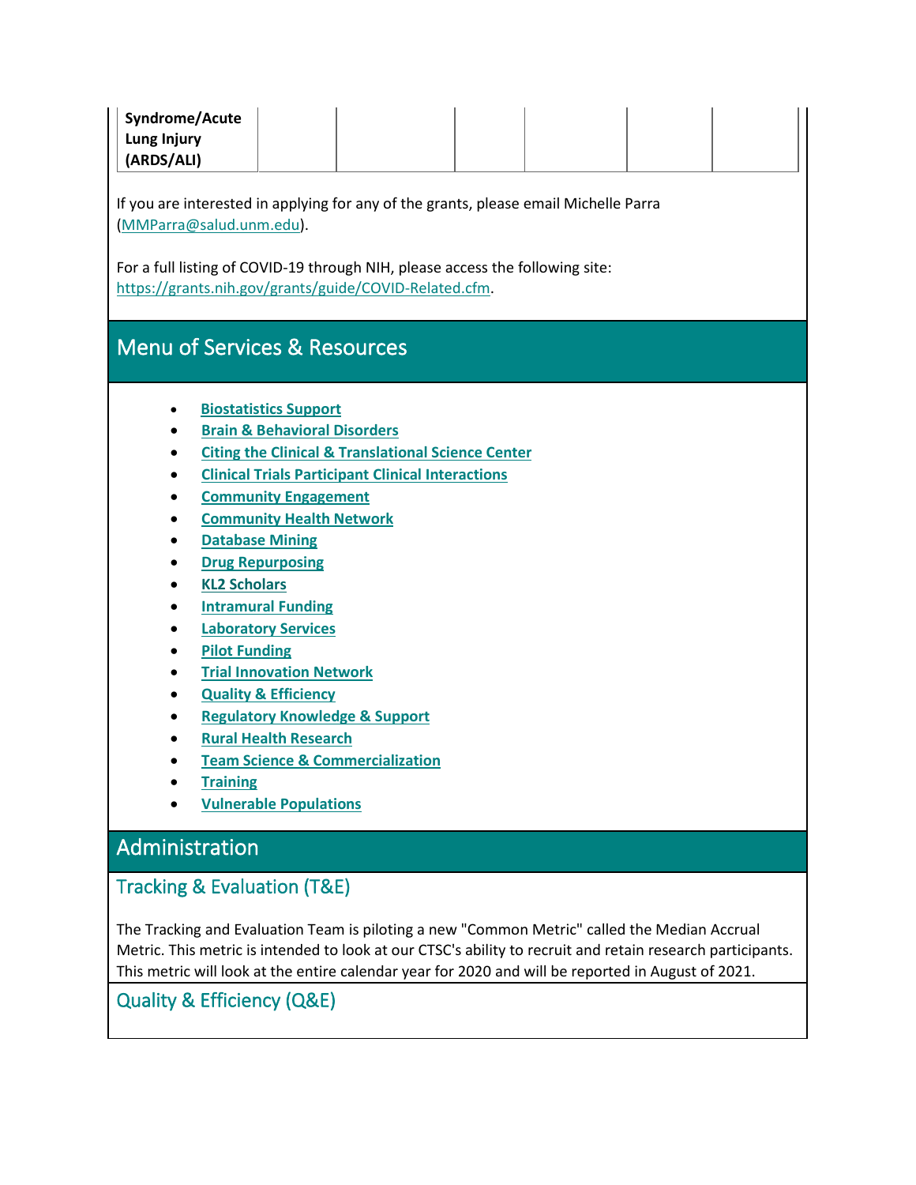| **Syndrome/Acute Lung Injury (ARDS/ALI)** | | | | | | |
|---|---|---|---|---|---|---|

If you are interested in applying for any of the grants, please email Michelle Parra (MMParra@salud.unm.edu).

For a full listing of COVID-19 through NIH, please access the following site: https://grants.nih.gov/grants/guide/COVID-Related.cfm.

## Menu of Services & Resources

- **Biostatistics Support**
- **Brain & Behavioral Disorders**
- **Citing the Clinical & Translational Science Center**
- **Clinical Trials Participant Clinical Interactions**
- **Community Engagement**
- **Community Health Network**
- **Database Mining**
- **Drug Repurposing**
- **KL2 Scholars**
- **Intramural Funding**
- **Laboratory Services**
- **Pilot Funding**
- **Trial Innovation Network**
- **Quality & Efficiency**
- **Regulatory Knowledge & Support**
- **Rural Health Research**
- **Team Science & Commercialization**
- **Training**
- **Vulnerable Populations**

## Administration

### Tracking & Evaluation (T&E)

The Tracking and Evaluation Team is piloting a new "Common Metric" called the Median Accrual Metric. This metric is intended to look at our CTSC's ability to recruit and retain research participants. This metric will look at the entire calendar year for 2020 and will be reported in August of 2021.

### Quality & Efficiency (Q&E)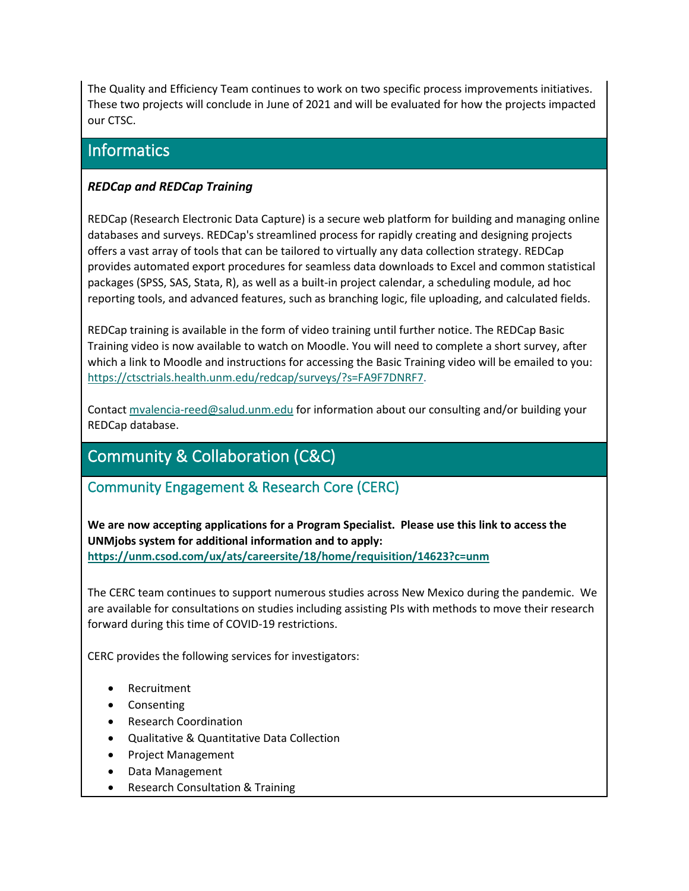The Quality and Efficiency Team continues to work on two specific process improvements initiatives. These two projects will conclude in June of 2021 and will be evaluated for how the projects impacted our CTSC.

## Informatics

***REDCap and REDCap Training***

REDCap (Research Electronic Data Capture) is a secure web platform for building and managing online databases and surveys. REDCap's streamlined process for rapidly creating and designing projects offers a vast array of tools that can be tailored to virtually any data collection strategy. REDCap provides automated export procedures for seamless data downloads to Excel and common statistical packages (SPSS, SAS, Stata, R), as well as a built-in project calendar, a scheduling module, ad hoc reporting tools, and advanced features, such as branching logic, file uploading, and calculated fields.

REDCap training is available in the form of video training until further notice. The REDCap Basic Training video is now available to watch on Moodle. You will need to complete a short survey, after which a link to Moodle and instructions for accessing the Basic Training video will be emailed to you: https://ctsctrials.health.unm.edu/redcap/surveys/?s=FA9F7DNRF7.

Contact mvalencia-reed@salud.unm.edu for information about our consulting and/or building your REDCap database.

## Community & Collaboration (C&C)

### Community Engagement & Research Core (CERC)

**We are now accepting applications for a Program Specialist. Please use this link to access the UNMjobs system for additional information and to apply:**
**https://unm.csod.com/ux/ats/careersite/18/home/requisition/14623?c=unm**

The CERC team continues to support numerous studies across New Mexico during the pandemic. We are available for consultations on studies including assisting PIs with methods to move their research forward during this time of COVID-19 restrictions.

CERC provides the following services for investigators:

- Recruitment
- Consenting
- Research Coordination
- Qualitative & Quantitative Data Collection
- Project Management
- Data Management
- Research Consultation & Training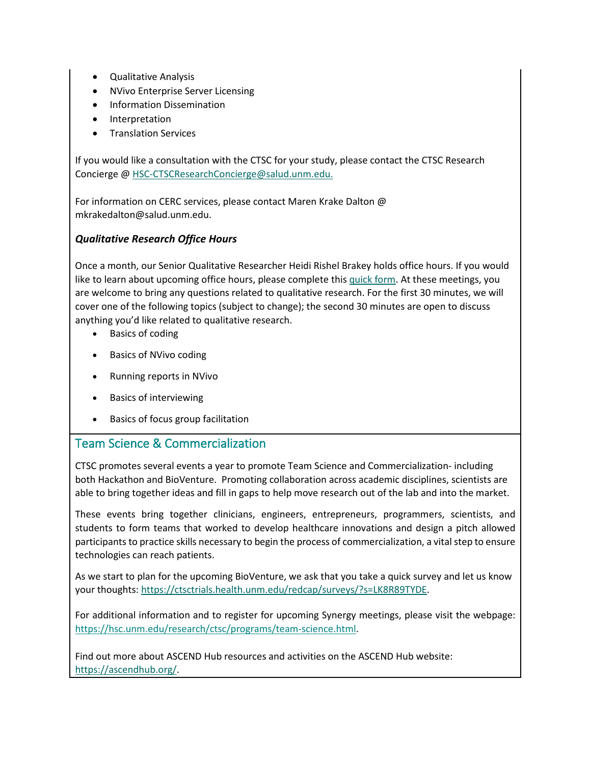- Qualitative Analysis
- NVivo Enterprise Server Licensing
- Information Dissemination
- Interpretation
- Translation Services

If you would like a consultation with the CTSC for your study, please contact the CTSC Research Concierge @ HSC-CTSCResearchConcierge@salud.unm.edu.

For information on CERC services, please contact Maren Krake Dalton @ mkrakedalton@salud.unm.edu.

***Qualitative Research Office Hours***

Once a month, our Senior Qualitative Researcher Heidi Rishel Brakey holds office hours. If you would like to learn about upcoming office hours, please complete this quick form. At these meetings, you are welcome to bring any questions related to qualitative research. For the first 30 minutes, we will cover one of the following topics (subject to change); the second 30 minutes are open to discuss anything you'd like related to qualitative research.

- Basics of coding
- Basics of NVivo coding
- Running reports in NVivo
- Basics of interviewing
- Basics of focus group facilitation

## Team Science & Commercialization

CTSC promotes several events a year to promote Team Science and Commercialization- including both Hackathon and BioVenture. Promoting collaboration across academic disciplines, scientists are able to bring together ideas and fill in gaps to help move research out of the lab and into the market.

These events bring together clinicians, engineers, entrepreneurs, programmers, scientists, and students to form teams that worked to develop healthcare innovations and design a pitch allowed participants to practice skills necessary to begin the process of commercialization, a vital step to ensure technologies can reach patients.

As we start to plan for the upcoming BioVenture, we ask that you take a quick survey and let us know your thoughts: https://ctsctrials.health.unm.edu/redcap/surveys/?s=LK8R89TYDE.

For additional information and to register for upcoming Synergy meetings, please visit the webpage: https://hsc.unm.edu/research/ctsc/programs/team-science.html.

Find out more about ASCEND Hub resources and activities on the ASCEND Hub website: https://ascendhub.org/.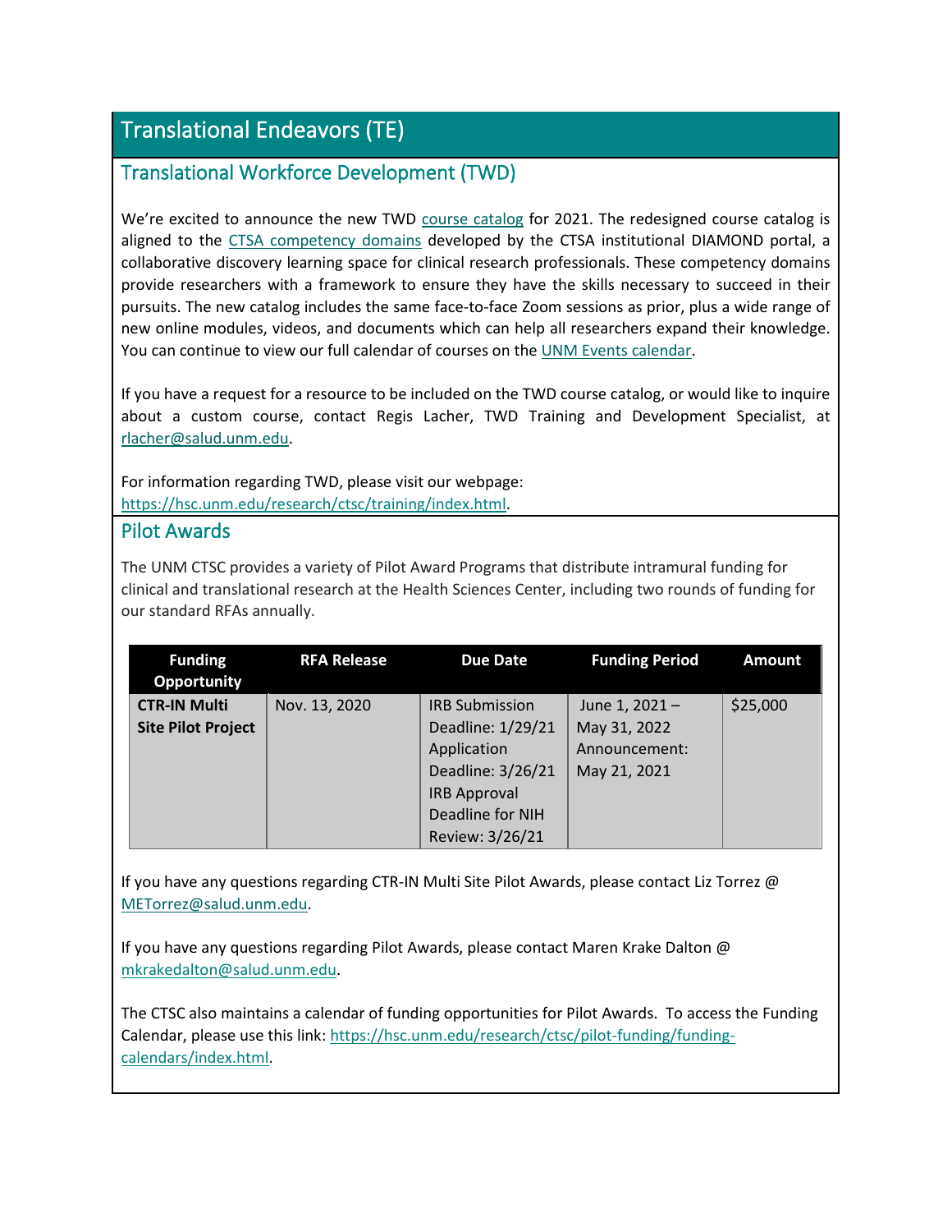# Translational Endeavors (TE)

## Translational Workforce Development (TWD)

We're excited to announce the new TWD course catalog for 2021. The redesigned course catalog is aligned to the CTSA competency domains developed by the CTSA institutional DIAMOND portal, a collaborative discovery learning space for clinical research professionals. These competency domains provide researchers with a framework to ensure they have the skills necessary to succeed in their pursuits. The new catalog includes the same face-to-face Zoom sessions as prior, plus a wide range of new online modules, videos, and documents which can help all researchers expand their knowledge. You can continue to view our full calendar of courses on the UNM Events calendar.

If you have a request for a resource to be included on the TWD course catalog, or would like to inquire about a custom course, contact Regis Lacher, TWD Training and Development Specialist, at rlacher@salud.unm.edu.

For information regarding TWD, please visit our webpage: https://hsc.unm.edu/research/ctsc/training/index.html.

## Pilot Awards

The UNM CTSC provides a variety of Pilot Award Programs that distribute intramural funding for clinical and translational research at the Health Sciences Center, including two rounds of funding for our standard RFAs annually.

| Funding Opportunity | RFA Release | Due Date | Funding Period | Amount |
|---|---|---|---|---|
| **CTR-IN Multi Site Pilot Project** | Nov. 13, 2020 | IRB Submission Deadline: 1/29/21 Application Deadline: 3/26/21 IRB Approval Deadline for NIH Review: 3/26/21 | June 1, 2021 – May 31, 2022 Announcement: May 21, 2021 | $25,000 |

If you have any questions regarding CTR-IN Multi Site Pilot Awards, please contact Liz Torrez @ METorrez@salud.unm.edu.

If you have any questions regarding Pilot Awards, please contact Maren Krake Dalton @ mkrakedalton@salud.unm.edu.

The CTSC also maintains a calendar of funding opportunities for Pilot Awards. To access the Funding Calendar, please use this link: https://hsc.unm.edu/research/ctsc/pilot-funding/funding-calendars/index.html.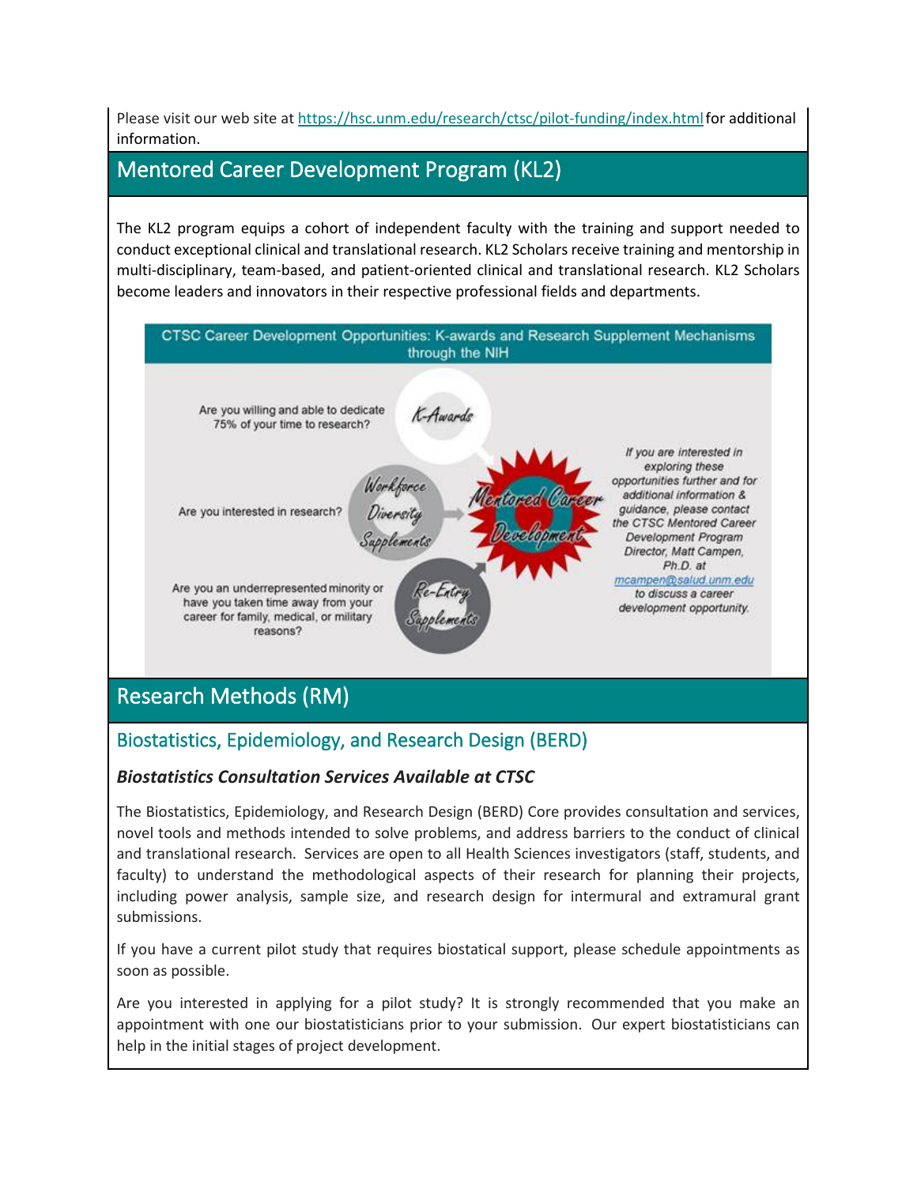Please visit our web site at https://hsc.unm.edu/research/ctsc/pilot-funding/index.html for additional information.

## Mentored Career Development Program (KL2)

The KL2 program equips a cohort of independent faculty with the training and support needed to conduct exceptional clinical and translational research. KL2 Scholars receive training and mentorship in multi-disciplinary, team-based, and patient-oriented clinical and translational research. KL2 Scholars become leaders and innovators in their respective professional fields and departments.

CTSC Career Development Opportunities: K-awards and Research Supplement Mechanisms through the NIH

Are you willing and able to dedicate 75% of your time to research? — K-Awards

Are you interested in research? — Workforce Diversity Supplements

Are you an underrepresented minority or have you taken time away from your career for family, medical, or military reasons? — Re-Entry Supplements

Mentored Career Development

*If you are interested in exploring these opportunities further and for additional information & guidance, please contact the CTSC Mentored Career Development Program Director, Matt Campen, Ph.D. at mcampen@salud.unm.edu to discuss a career development opportunity.*

## Research Methods (RM)

### Biostatistics, Epidemiology, and Research Design (BERD)

#### ***Biostatistics Consultation Services Available at CTSC***

The Biostatistics, Epidemiology, and Research Design (BERD) Core provides consultation and services, novel tools and methods intended to solve problems, and address barriers to the conduct of clinical and translational research. Services are open to all Health Sciences investigators (staff, students, and faculty) to understand the methodological aspects of their research for planning their projects, including power analysis, sample size, and research design for intermural and extramural grant submissions.

If you have a current pilot study that requires biostatical support, please schedule appointments as soon as possible.

Are you interested in applying for a pilot study? It is strongly recommended that you make an appointment with one our biostatisticians prior to your submission. Our expert biostatisticians can help in the initial stages of project development.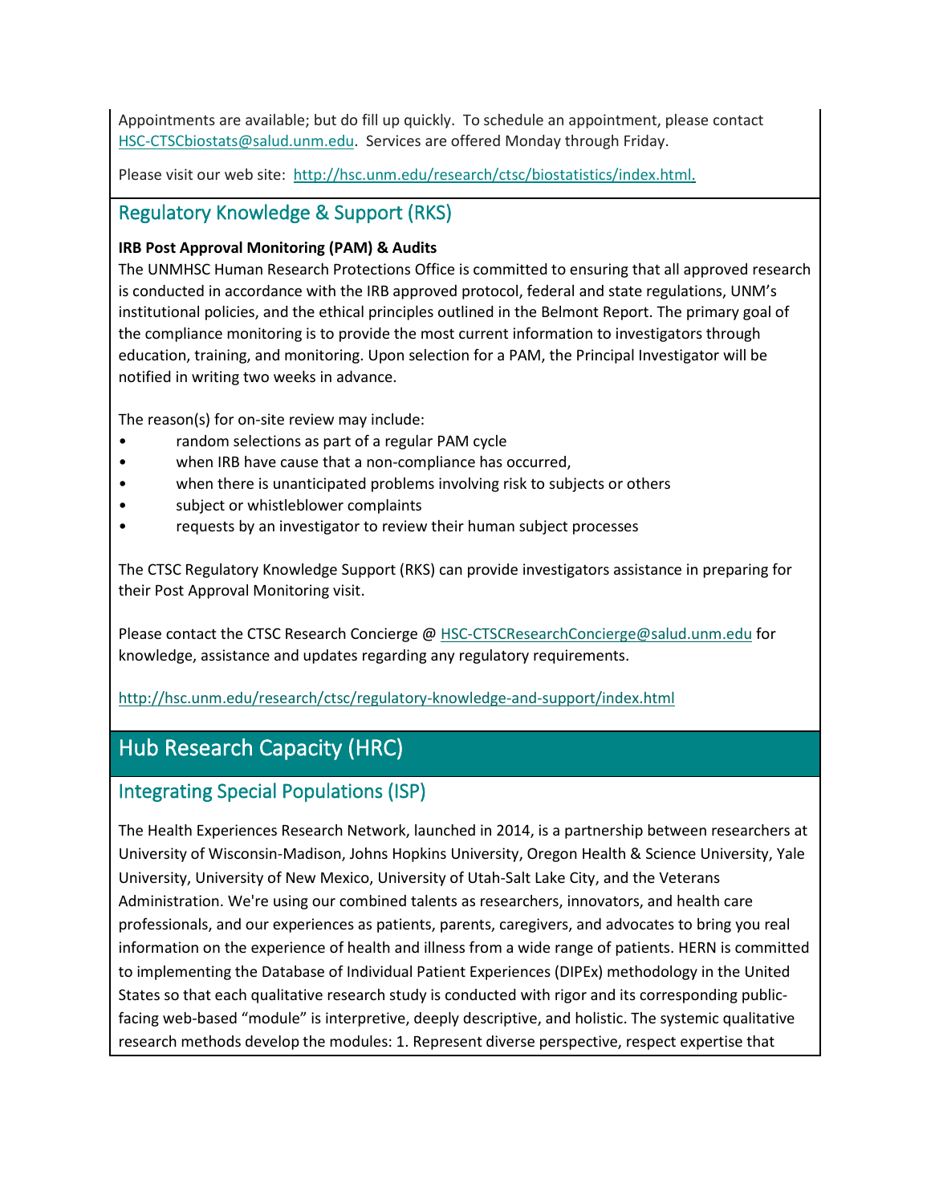Appointments are available; but do fill up quickly. To schedule an appointment, please contact HSC-CTSCbiostats@salud.unm.edu. Services are offered Monday through Friday.

Please visit our web site: http://hsc.unm.edu/research/ctsc/biostatistics/index.html.

## Regulatory Knowledge & Support (RKS)

**IRB Post Approval Monitoring (PAM) & Audits**
The UNMHSC Human Research Protections Office is committed to ensuring that all approved research is conducted in accordance with the IRB approved protocol, federal and state regulations, UNM's institutional policies, and the ethical principles outlined in the Belmont Report. The primary goal of the compliance monitoring is to provide the most current information to investigators through education, training, and monitoring. Upon selection for a PAM, the Principal Investigator will be notified in writing two weeks in advance.

The reason(s) for on-site review may include:

- random selections as part of a regular PAM cycle
- when IRB have cause that a non-compliance has occurred,
- when there is unanticipated problems involving risk to subjects or others
- subject or whistleblower complaints
- requests by an investigator to review their human subject processes

The CTSC Regulatory Knowledge Support (RKS) can provide investigators assistance in preparing for their Post Approval Monitoring visit.

Please contact the CTSC Research Concierge @ HSC-CTSCResearchConcierge@salud.unm.edu for knowledge, assistance and updates regarding any regulatory requirements.

http://hsc.unm.edu/research/ctsc/regulatory-knowledge-and-support/index.html

# Hub Research Capacity (HRC)

## Integrating Special Populations (ISP)

The Health Experiences Research Network, launched in 2014, is a partnership between researchers at University of Wisconsin-Madison, Johns Hopkins University, Oregon Health & Science University, Yale University, University of New Mexico, University of Utah-Salt Lake City, and the Veterans Administration. We're using our combined talents as researchers, innovators, and health care professionals, and our experiences as patients, parents, caregivers, and advocates to bring you real information on the experience of health and illness from a wide range of patients. HERN is committed to implementing the Database of Individual Patient Experiences (DIPEx) methodology in the United States so that each qualitative research study is conducted with rigor and its corresponding public-facing web-based "module" is interpretive, deeply descriptive, and holistic. The systemic qualitative research methods develop the modules: 1. Represent diverse perspective, respect expertise that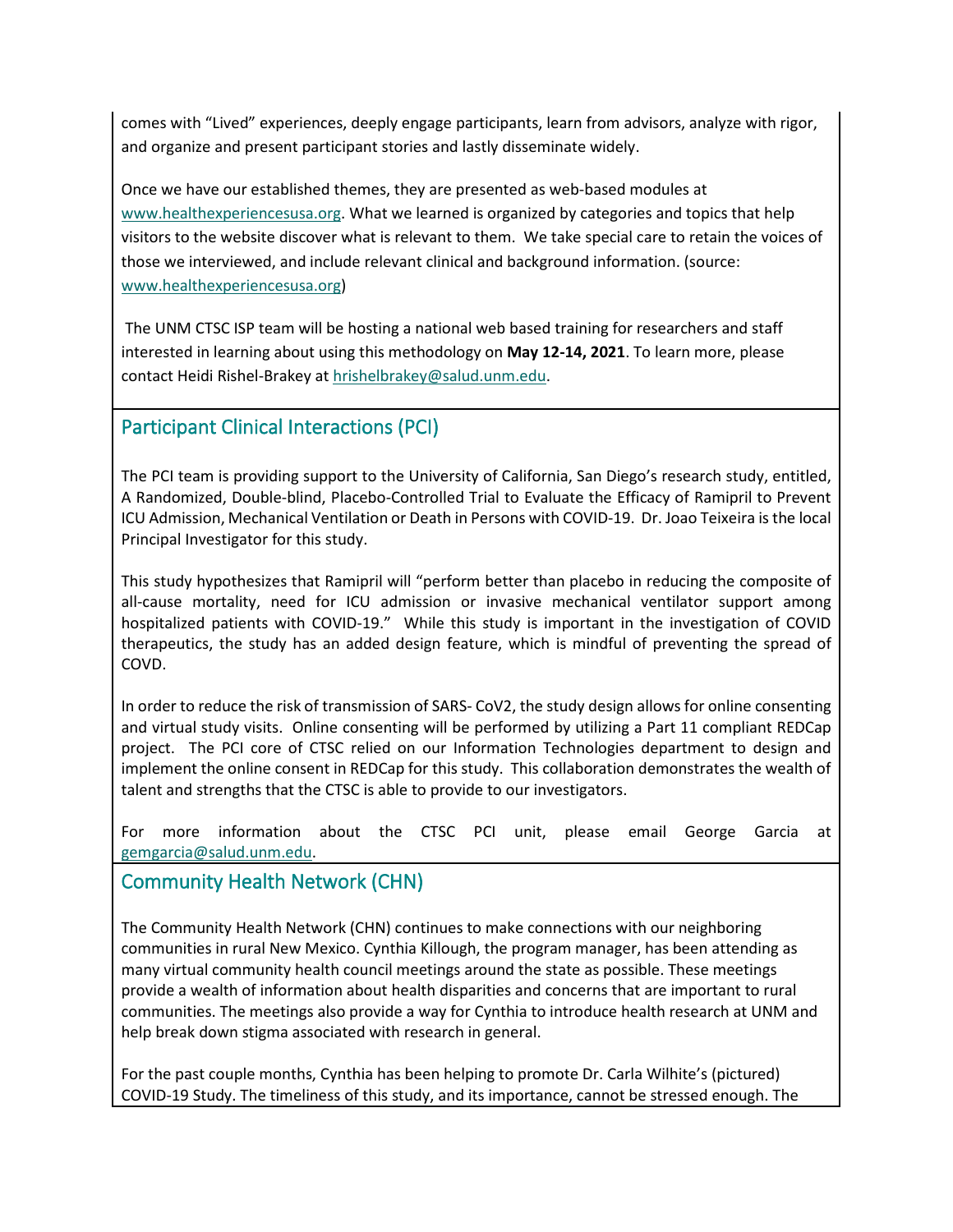comes with “Lived” experiences, deeply engage participants, learn from advisors, analyze with rigor, and organize and present participant stories and lastly disseminate widely.

Once we have our established themes, they are presented as web-based modules at www.healthexperiencesusa.org. What we learned is organized by categories and topics that help visitors to the website discover what is relevant to them. We take special care to retain the voices of those we interviewed, and include relevant clinical and background information. (source: www.healthexperiencesusa.org)

The UNM CTSC ISP team will be hosting a national web based training for researchers and staff interested in learning about using this methodology on **May 12-14, 2021**. To learn more, please contact Heidi Rishel-Brakey at hrishelbrakey@salud.unm.edu.

## Participant Clinical Interactions (PCI)

The PCI team is providing support to the University of California, San Diego’s research study, entitled, A Randomized, Double-blind, Placebo-Controlled Trial to Evaluate the Efficacy of Ramipril to Prevent ICU Admission, Mechanical Ventilation or Death in Persons with COVID-19. Dr. Joao Teixeira is the local Principal Investigator for this study.

This study hypothesizes that Ramipril will “perform better than placebo in reducing the composite of all-cause mortality, need for ICU admission or invasive mechanical ventilator support among hospitalized patients with COVID-19.” While this study is important in the investigation of COVID therapeutics, the study has an added design feature, which is mindful of preventing the spread of COVD.

In order to reduce the risk of transmission of SARS- CoV2, the study design allows for online consenting and virtual study visits. Online consenting will be performed by utilizing a Part 11 compliant REDCap project. The PCI core of CTSC relied on our Information Technologies department to design and implement the online consent in REDCap for this study. This collaboration demonstrates the wealth of talent and strengths that the CTSC is able to provide to our investigators.

For more information about the CTSC PCI unit, please email George Garcia at gemgarcia@salud.unm.edu.

## Community Health Network (CHN)

The Community Health Network (CHN) continues to make connections with our neighboring communities in rural New Mexico. Cynthia Killough, the program manager, has been attending as many virtual community health council meetings around the state as possible. These meetings provide a wealth of information about health disparities and concerns that are important to rural communities. The meetings also provide a way for Cynthia to introduce health research at UNM and help break down stigma associated with research in general.

For the past couple months, Cynthia has been helping to promote Dr. Carla Wilhite’s (pictured) COVID-19 Study. The timeliness of this study, and its importance, cannot be stressed enough. The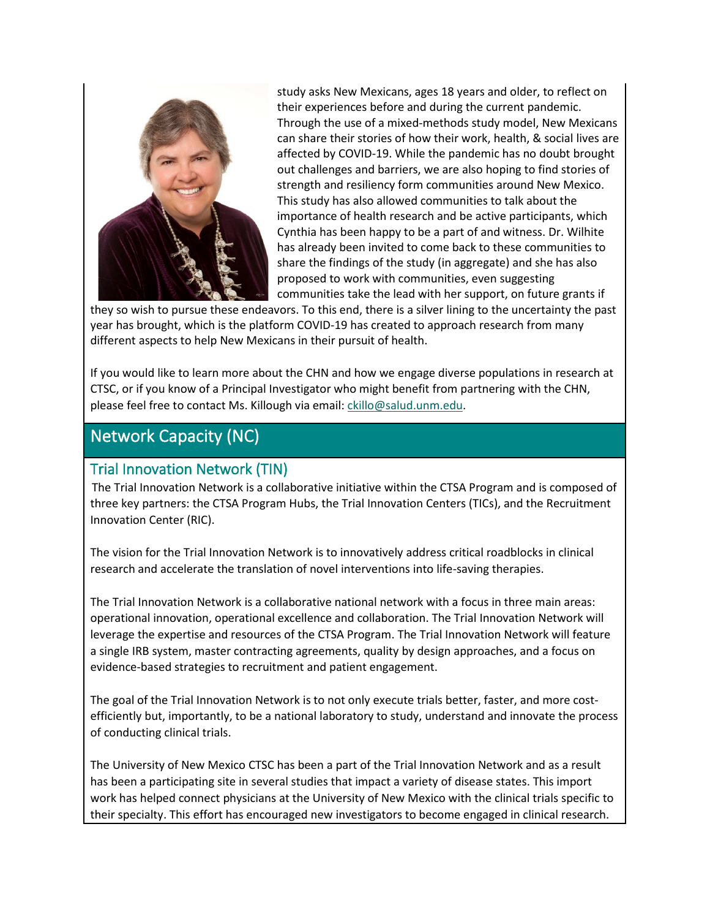study asks New Mexicans, ages 18 years and older, to reflect on their experiences before and during the current pandemic. Through the use of a mixed-methods study model, New Mexicans can share their stories of how their work, health, & social lives are affected by COVID-19. While the pandemic has no doubt brought out challenges and barriers, we are also hoping to find stories of strength and resiliency form communities around New Mexico. This study has also allowed communities to talk about the importance of health research and be active participants, which Cynthia has been happy to be a part of and witness. Dr. Wilhite has already been invited to come back to these communities to share the findings of the study (in aggregate) and she has also proposed to work with communities, even suggesting communities take the lead with her support, on future grants if they so wish to pursue these endeavors. To this end, there is a silver lining to the uncertainty the past year has brought, which is the platform COVID-19 has created to approach research from many different aspects to help New Mexicans in their pursuit of health.

If you would like to learn more about the CHN and how we engage diverse populations in research at CTSC, or if you know of a Principal Investigator who might benefit from partnering with the CHN, please feel free to contact Ms. Killough via email: ckillo@salud.unm.edu.

## Network Capacity (NC)

### Trial Innovation Network (TIN)

The Trial Innovation Network is a collaborative initiative within the CTSA Program and is composed of three key partners: the CTSA Program Hubs, the Trial Innovation Centers (TICs), and the Recruitment Innovation Center (RIC).

The vision for the Trial Innovation Network is to innovatively address critical roadblocks in clinical research and accelerate the translation of novel interventions into life-saving therapies.

The Trial Innovation Network is a collaborative national network with a focus in three main areas: operational innovation, operational excellence and collaboration. The Trial Innovation Network will leverage the expertise and resources of the CTSA Program. The Trial Innovation Network will feature a single IRB system, master contracting agreements, quality by design approaches, and a focus on evidence-based strategies to recruitment and patient engagement.

The goal of the Trial Innovation Network is to not only execute trials better, faster, and more cost-efficiently but, importantly, to be a national laboratory to study, understand and innovate the process of conducting clinical trials.

The University of New Mexico CTSC has been a part of the Trial Innovation Network and as a result has been a participating site in several studies that impact a variety of disease states. This import work has helped connect physicians at the University of New Mexico with the clinical trials specific to their specialty. This effort has encouraged new investigators to become engaged in clinical research.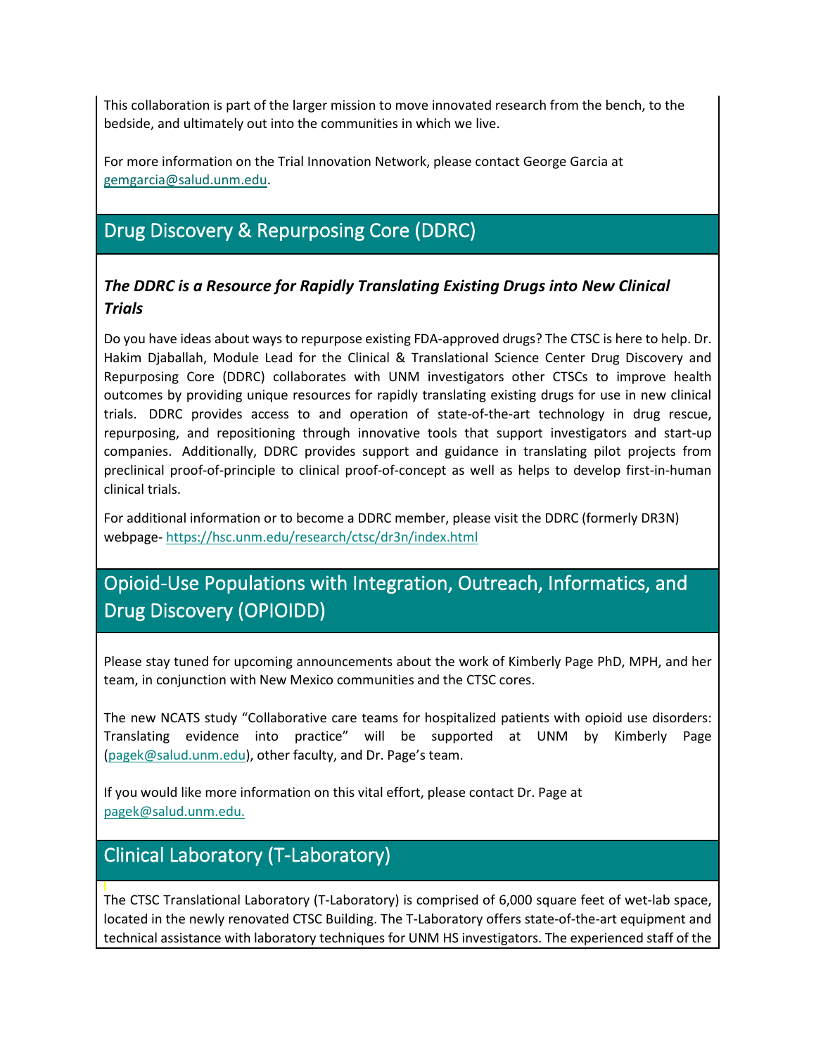This collaboration is part of the larger mission to move innovated research from the bench, to the bedside, and ultimately out into the communities in which we live.

For more information on the Trial Innovation Network, please contact George Garcia at gemgarcia@salud.unm.edu.

## Drug Discovery & Repurposing Core (DDRC)

### *The DDRC is a Resource for Rapidly Translating Existing Drugs into New Clinical Trials*

Do you have ideas about ways to repurpose existing FDA-approved drugs? The CTSC is here to help. Dr. Hakim Djaballah, Module Lead for the Clinical & Translational Science Center Drug Discovery and Repurposing Core (DDRC) collaborates with UNM investigators other CTSCs to improve health outcomes by providing unique resources for rapidly translating existing drugs for use in new clinical trials. DDRC provides access to and operation of state-of-the-art technology in drug rescue, repurposing, and repositioning through innovative tools that support investigators and start-up companies. Additionally, DDRC provides support and guidance in translating pilot projects from preclinical proof-of-principle to clinical proof-of-concept as well as helps to develop first-in-human clinical trials.

For additional information or to become a DDRC member, please visit the DDRC (formerly DR3N) webpage- https://hsc.unm.edu/research/ctsc/dr3n/index.html

## Opioid-Use Populations with Integration, Outreach, Informatics, and Drug Discovery (OPIOIDD)

Please stay tuned for upcoming announcements about the work of Kimberly Page PhD, MPH, and her team, in conjunction with New Mexico communities and the CTSC cores.

The new NCATS study "Collaborative care teams for hospitalized patients with opioid use disorders: Translating evidence into practice" will be supported at UNM by Kimberly Page (pagek@salud.unm.edu), other faculty, and Dr. Page's team.

If you would like more information on this vital effort, please contact Dr. Page at pagek@salud.unm.edu.

## Clinical Laboratory (T-Laboratory)

The CTSC Translational Laboratory (T-Laboratory) is comprised of 6,000 square feet of wet-lab space, located in the newly renovated CTSC Building. The T-Laboratory offers state-of-the-art equipment and technical assistance with laboratory techniques for UNM HS investigators. The experienced staff of the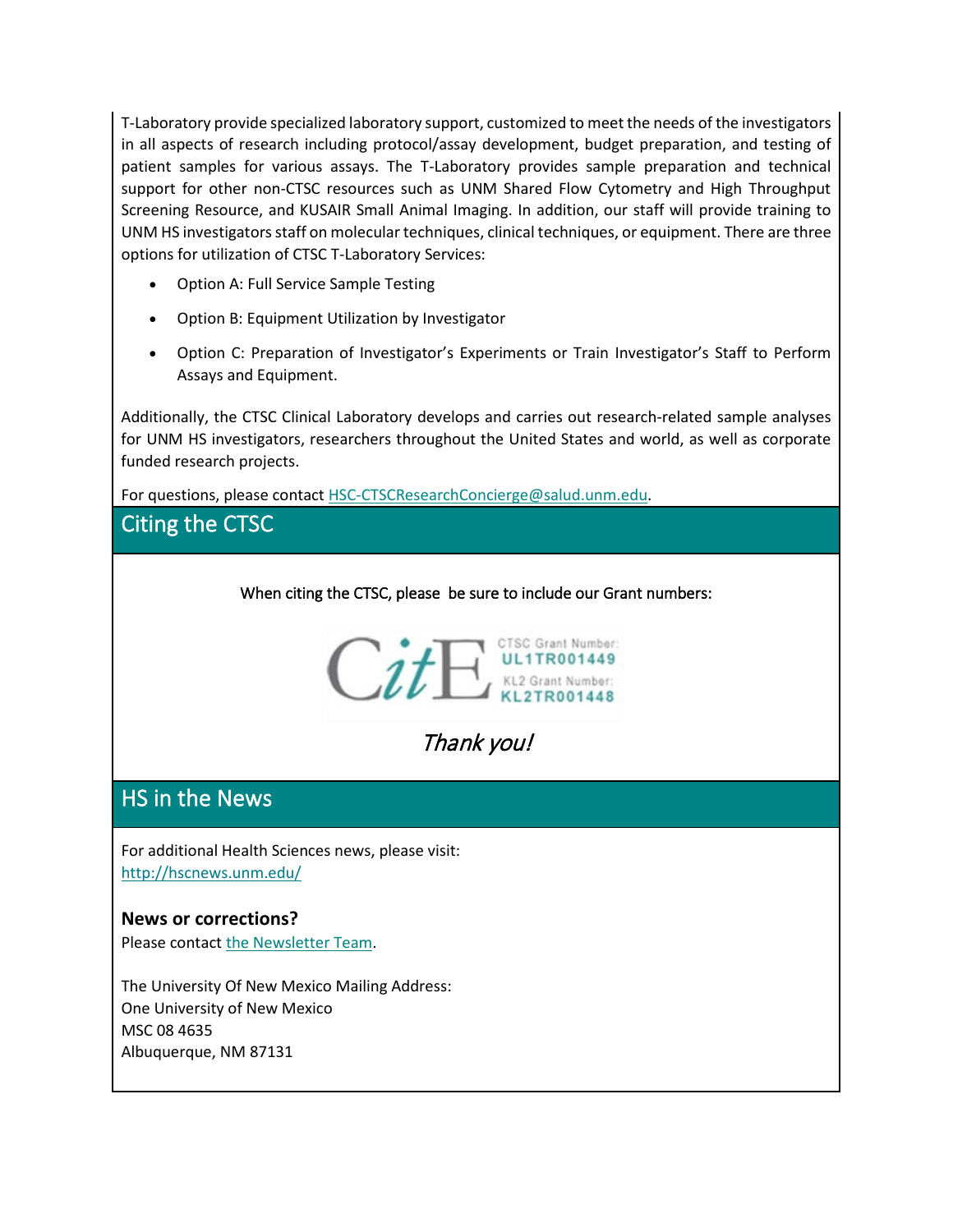T-Laboratory provide specialized laboratory support, customized to meet the needs of the investigators in all aspects of research including protocol/assay development, budget preparation, and testing of patient samples for various assays. The T-Laboratory provides sample preparation and technical support for other non-CTSC resources such as UNM Shared Flow Cytometry and High Throughput Screening Resource, and KUSAIR Small Animal Imaging. In addition, our staff will provide training to UNM HS investigators staff on molecular techniques, clinical techniques, or equipment. There are three options for utilization of CTSC T-Laboratory Services:

- Option A: Full Service Sample Testing
- Option B: Equipment Utilization by Investigator
- Option C: Preparation of Investigator's Experiments or Train Investigator's Staff to Perform Assays and Equipment.

Additionally, the CTSC Clinical Laboratory develops and carries out research-related sample analyses for UNM HS investigators, researchers throughout the United States and world, as well as corporate funded research projects.

For questions, please contact HSC-CTSCResearchConcierge@salud.unm.edu.

## Citing the CTSC

When citing the CTSC, please be sure to include our Grant numbers:

CitE

CTSC Grant Number:
UL1TR001449

KL2 Grant Number:
KL2TR001448

*Thank you!*

## HS in the News

For additional Health Sciences news, please visit:
http://hscnews.unm.edu/

**News or corrections?**
Please contact the Newsletter Team.

The University Of New Mexico Mailing Address:
One University of New Mexico
MSC 08 4635
Albuquerque, NM 87131